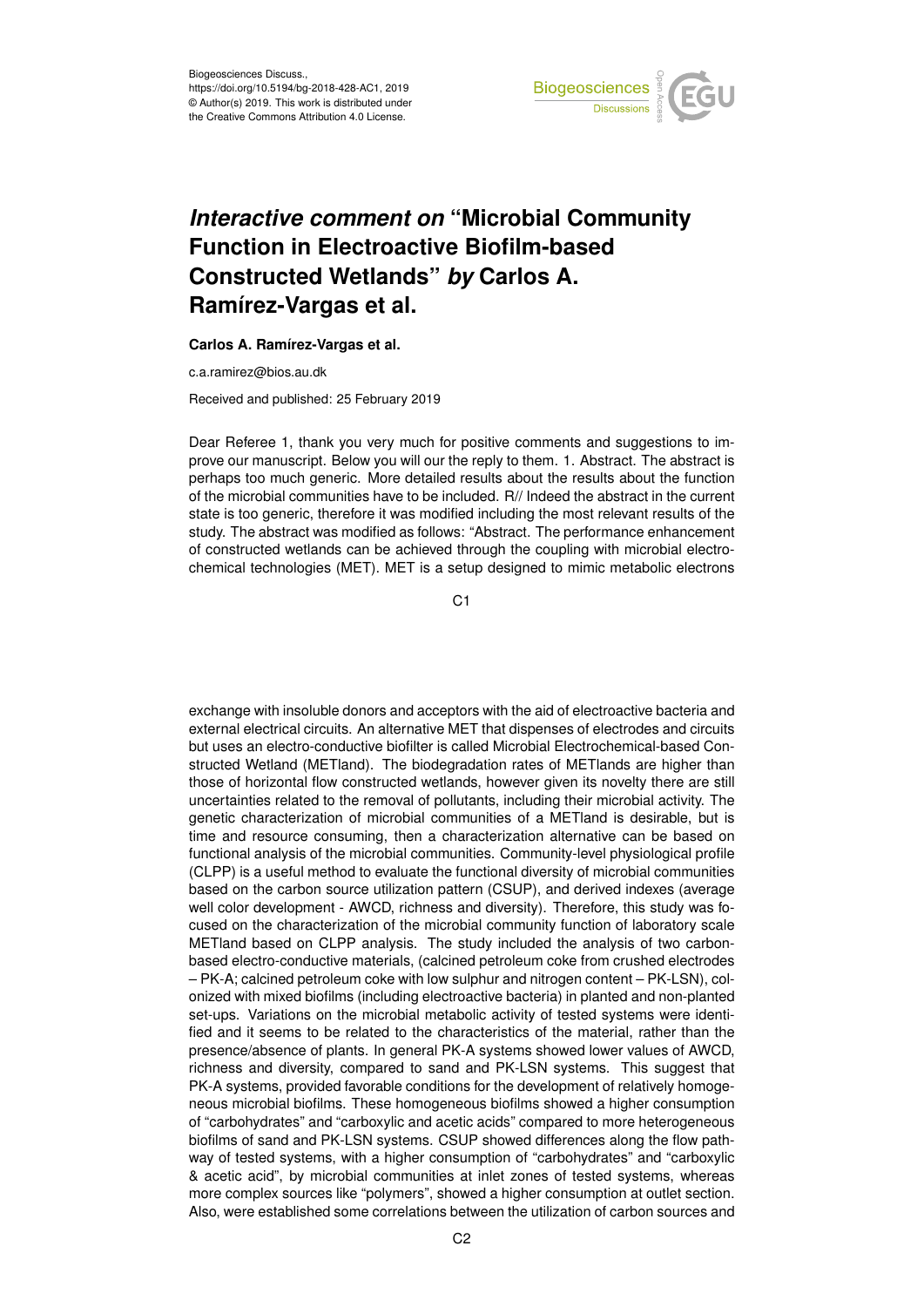# *Interactive comment on* "Microbial Community Function in Electroactive Biofilm-based Constructed Wetlands" *by* Carlos A. Ramírez-Vargas et al.

**Carlos A. Ramírez-Vargas et al.**

c.a.ramirez@bios.au.dk

Received and published: 25 February 2019

Dear Referee 1, thank you very much for positive comments and suggestions to improve our manuscript. Below you will our the reply to them. 1. Abstract. The abstract is perhaps too much generic. More detailed results about the results about the function of the microbial communities have to be included. R// Indeed the abstract in the current state is too generic, therefore it was modified including the most relevant results of the study. The abstract was modified as follows: "Abstract. The performance enhancement of constructed wetlands can be achieved through the coupling with microbial electrochemical technologies (MET). MET is a setup designed to mimic metabolic electrons exchange with insoluble donors and acceptors with the aid of electroactive bacteria and external electrical circuits. An alternative MET that dispenses of electrodes and circuits but uses an electro-conductive biofilter is called Microbial Electrochemical-based Constructed Wetland (METland). The biodegradation rates of METlands are higher than those of horizontal flow constructed wetlands, however given its novelty there are still uncertainties related to the removal of pollutants, including their microbial activity. The genetic characterization of microbial communities of a METland is desirable, but is time and resource consuming, then a characterization alternative can be based on functional analysis of the microbial communities. Community-level physiological profile (CLPP) is a useful method to evaluate the functional diversity of microbial communities based on the carbon source utilization pattern (CSUP), and derived indexes (average well color development - AWCD, richness and diversity). Therefore, this study was focused on the characterization of the microbial community function of laboratory scale METland based on CLPP analysis. The study included the analysis of two carbon-based electro-conductive materials, (calcined petroleum coke from crushed electrodes – PK-A; calcined petroleum coke with low sulphur and nitrogen content – PK-LSN), colonized with mixed biofilms (including electroactive bacteria) in planted and non-planted set-ups. Variations on the microbial metabolic activity of tested systems were identified and it seems to be related to the characteristics of the material, rather than the presence/absence of plants. In general PK-A systems showed lower values of AWCD, richness and diversity, compared to sand and PK-LSN systems. This suggest that PK-A systems, provided favorable conditions for the development of relatively homogeneous microbial biofilms. These homogeneous biofilms showed a higher consumption of "carbohydrates" and "carboxylic and acetic acids" compared to more heterogeneous biofilms of sand and PK-LSN systems. CSUP showed differences along the flow pathway of tested systems, with a higher consumption of "carbohydrates" and "carboxylic & acetic acid", by microbial communities at inlet zones of tested systems, whereas more complex sources like "polymers", showed a higher consumption at outlet section. Also, were established some correlations between the utilization of carbon sources and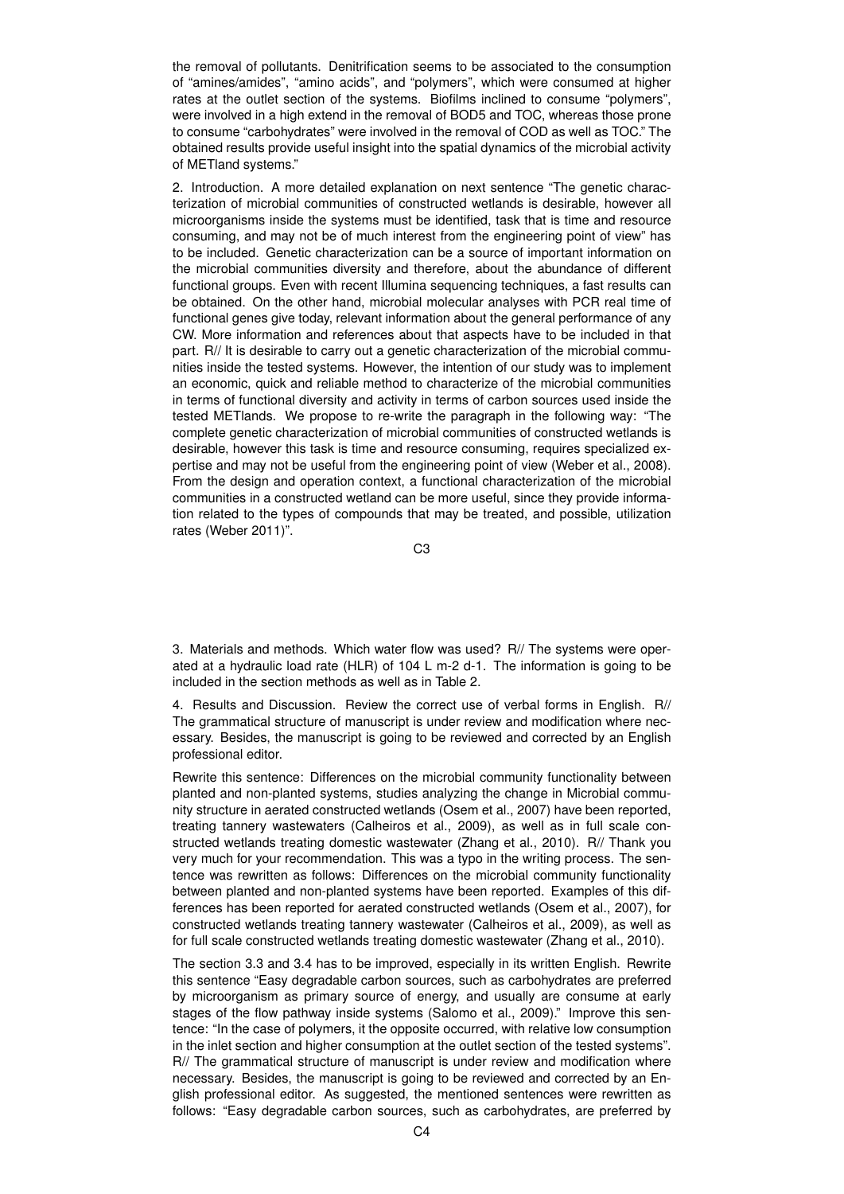the removal of pollutants. Denitrification seems to be associated to the consumption of "amines/amides", "amino acids", and "polymers", which were consumed at higher rates at the outlet section of the systems. Biofilms inclined to consume "polymers", were involved in a high extend in the removal of BOD5 and TOC, whereas those prone to consume "carbohydrates" were involved in the removal of COD as well as TOC." The obtained results provide useful insight into the spatial dynamics of the microbial activity of METland systems."

2. Introduction. A more detailed explanation on next sentence "The genetic characterization of microbial communities of constructed wetlands is desirable, however all microorganisms inside the systems must be identified, task that is time and resource consuming, and may not be of much interest from the engineering point of view" has to be included. Genetic characterization can be a source of important information on the microbial communities diversity and therefore, about the abundance of different functional groups. Even with recent Illumina sequencing techniques, a fast results can be obtained. On the other hand, microbial molecular analyses with PCR real time of functional genes give today, relevant information about the general performance of any CW. More information and references about that aspects have to be included in that part. R// It is desirable to carry out a genetic characterization of the microbial communities inside the tested systems. However, the intention of our study was to implement an economic, quick and reliable method to characterize of the microbial communities in terms of functional diversity and activity in terms of carbon sources used inside the tested METlands. We propose to re-write the paragraph in the following way: "The complete genetic characterization of microbial communities of constructed wetlands is desirable, however this task is time and resource consuming, requires specialized expertise and may not be useful from the engineering point of view (Weber et al., 2008). From the design and operation context, a functional characterization of the microbial communities in a constructed wetland can be more useful, since they provide information related to the types of compounds that may be treated, and possible, utilization rates (Weber 2011)".

3. Materials and methods. Which water flow was used? R// The systems were operated at a hydraulic load rate (HLR) of 104 L m-2 d-1. The information is going to be included in the section methods as well as in Table 2.

4. Results and Discussion. Review the correct use of verbal forms in English. R// The grammatical structure of manuscript is under review and modification where necessary. Besides, the manuscript is going to be reviewed and corrected by an English professional editor.

Rewrite this sentence: Differences on the microbial community functionality between planted and non-planted systems, studies analyzing the change in Microbial community structure in aerated constructed wetlands (Osem et al., 2007) have been reported, treating tannery wastewaters (Calheiros et al., 2009), as well as in full scale constructed wetlands treating domestic wastewater (Zhang et al., 2010). R// Thank you very much for your recommendation. This was a typo in the writing process. The sentence was rewritten as follows: Differences on the microbial community functionality between planted and non-planted systems have been reported. Examples of this differences has been reported for aerated constructed wetlands (Osem et al., 2007), for constructed wetlands treating tannery wastewater (Calheiros et al., 2009), as well as for full scale constructed wetlands treating domestic wastewater (Zhang et al., 2010).

The section 3.3 and 3.4 has to be improved, especially in its written English. Rewrite this sentence "Easy degradable carbon sources, such as carbohydrates are preferred by microorganism as primary source of energy, and usually are consume at early stages of the flow pathway inside systems (Salomo et al., 2009)." Improve this sentence: "In the case of polymers, it the opposite occurred, with relative low consumption in the inlet section and higher consumption at the outlet section of the tested systems". R// The grammatical structure of manuscript is under review and modification where necessary. Besides, the manuscript is going to be reviewed and corrected by an English professional editor. As suggested, the mentioned sentences were rewritten as follows: "Easy degradable carbon sources, such as carbohydrates, are preferred by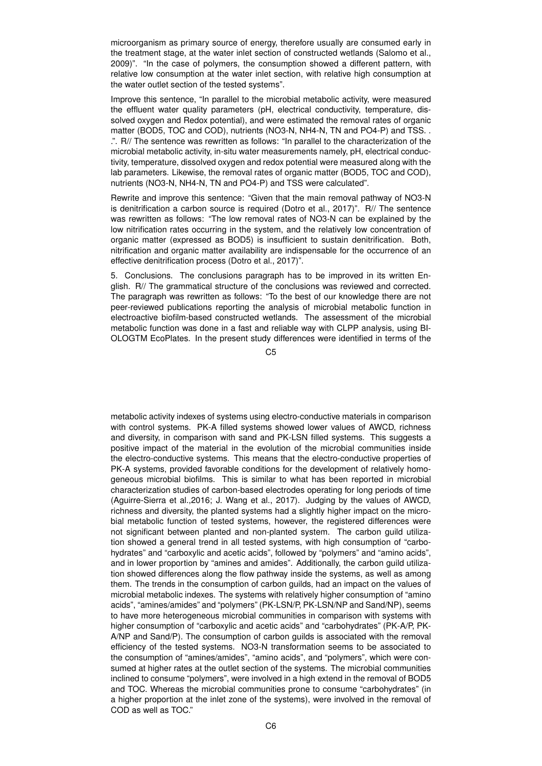microorganism as primary source of energy, therefore usually are consumed early in the treatment stage, at the water inlet section of constructed wetlands (Salomo et al., 2009)". "In the case of polymers, the consumption showed a different pattern, with relative low consumption at the water inlet section, with relative high consumption at the water outlet section of the tested systems".

Improve this sentence, "In parallel to the microbial metabolic activity, were measured the effluent water quality parameters (pH, electrical conductivity, temperature, dissolved oxygen and Redox potential), and were estimated the removal rates of organic matter (BOD5, TOC and COD), nutrients (NO3-N, NH4-N, TN and PO4-P) and TSS. . .". R// The sentence was rewritten as follows: "In parallel to the characterization of the microbial metabolic activity, in-situ water measurements namely, pH, electrical conductivity, temperature, dissolved oxygen and redox potential were measured along with the lab parameters. Likewise, the removal rates of organic matter (BOD5, TOC and COD), nutrients (NO3-N, NH4-N, TN and PO4-P) and TSS were calculated".

Rewrite and improve this sentence: "Given that the main removal pathway of NO3-N is denitrification a carbon source is required (Dotro et al., 2017)". R// The sentence was rewritten as follows: "The low removal rates of NO3-N can be explained by the low nitrification rates occurring in the system, and the relatively low concentration of organic matter (expressed as BOD5) is insufficient to sustain denitrification. Both, nitrification and organic matter availability are indispensable for the occurrence of an effective denitrification process (Dotro et al., 2017)".

5. Conclusions. The conclusions paragraph has to be improved in its written English. R// The grammatical structure of the conclusions was reviewed and corrected. The paragraph was rewritten as follows: "To the best of our knowledge there are not peer-reviewed publications reporting the analysis of microbial metabolic function in electroactive biofilm-based constructed wetlands. The assessment of the microbial metabolic function was done in a fast and reliable way with CLPP analysis, using BIOLOGTM EcoPlates. In the present study differences were identified in terms of the metabolic activity indexes of systems using electro-conductive materials in comparison with control systems. PK-A filled systems showed lower values of AWCD, richness and diversity, in comparison with sand and PK-LSN filled systems. This suggests a positive impact of the material in the evolution of the microbial communities inside the electro-conductive systems. This means that the electro-conductive properties of PK-A systems, provided favorable conditions for the development of relatively homogeneous microbial biofilms. This is similar to what has been reported in microbial characterization studies of carbon-based electrodes operating for long periods of time (Aguirre-Sierra et al.,2016; J. Wang et al., 2017). Judging by the values of AWCD, richness and diversity, the planted systems had a slightly higher impact on the microbial metabolic function of tested systems, however, the registered differences were not significant between planted and non-planted system. The carbon guild utilization showed a general trend in all tested systems, with high consumption of "carbohydrates" and "carboxylic and acetic acids", followed by "polymers" and "amino acids", and in lower proportion by "amines and amides". Additionally, the carbon guild utilization showed differences along the flow pathway inside the systems, as well as among them. The trends in the consumption of carbon guilds, had an impact on the values of microbial metabolic indexes. The systems with relatively higher consumption of "amino acids", "amines/amides" and "polymers" (PK-LSN/P, PK-LSN/NP and Sand/NP), seems to have more heterogeneous microbial communities in comparison with systems with higher consumption of "carboxylic and acetic acids" and "carbohydrates" (PK-A/P, PK-A/NP and Sand/P). The consumption of carbon guilds is associated with the removal efficiency of the tested systems. NO3-N transformation seems to be associated to the consumption of "amines/amides", "amino acids", and "polymers", which were consumed at higher rates at the outlet section of the systems. The microbial communities inclined to consume "polymers", were involved in a high extend in the removal of BOD5 and TOC. Whereas the microbial communities prone to consume "carbohydrates" (in a higher proportion at the inlet zone of the systems), were involved in the removal of COD as well as TOC."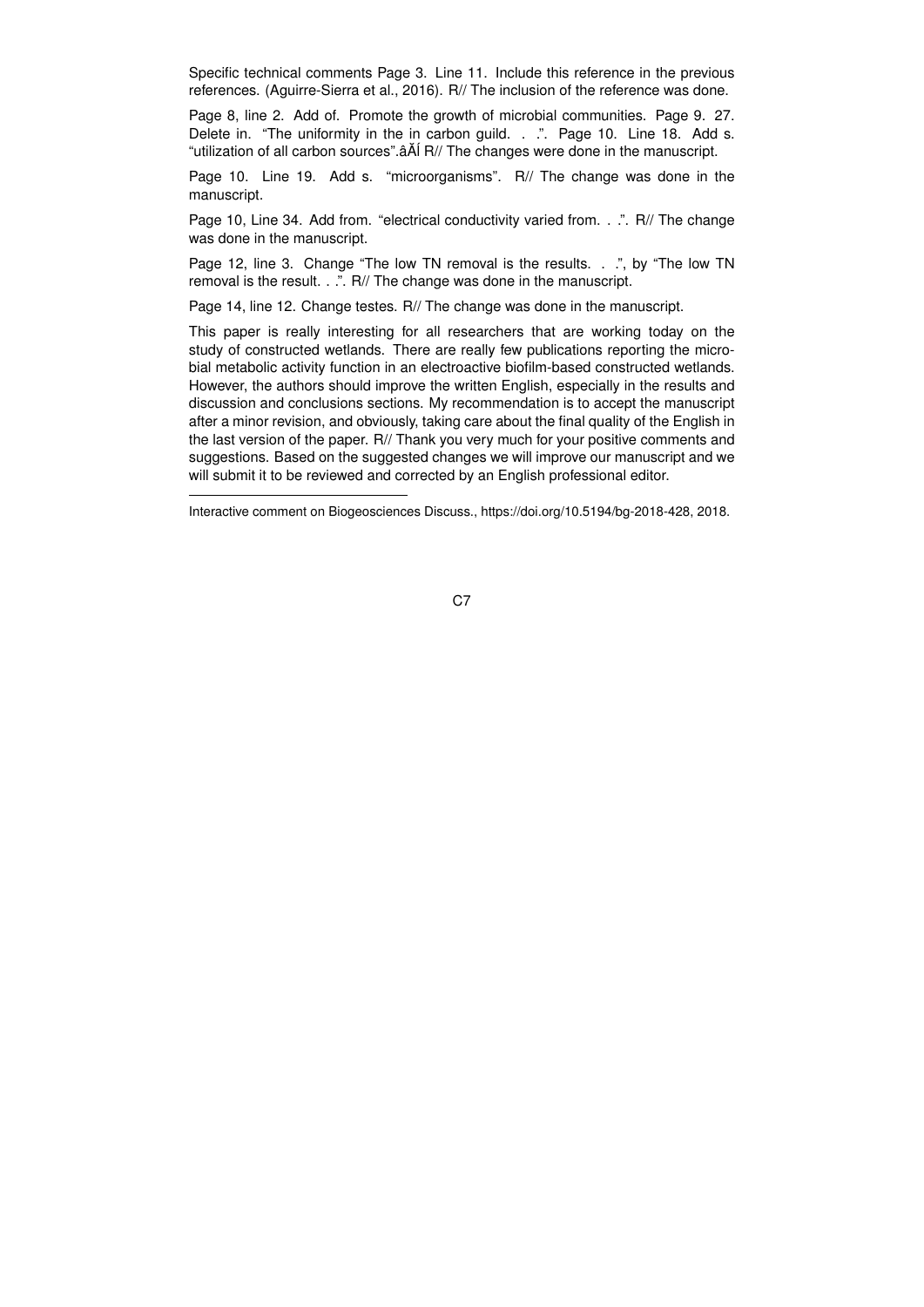Specific technical comments Page 3. Line 11. Include this reference in the previous references. (Aguirre-Sierra et al., 2016). R// The inclusion of the reference was done.

Page 8, line 2. Add of. Promote the growth of microbial communities. Page 9. 27. Delete in. "The uniformity in the in carbon guild. . .". Page 10. Line 18. Add s. "utilization of all carbon sources".âĂĺ R// The changes were done in the manuscript.

Page 10. Line 19. Add s. "microorganisms". R// The change was done in the manuscript.

Page 10, Line 34. Add from. "electrical conductivity varied from. . .". R// The change was done in the manuscript.

Page 12, line 3. Change "The low TN removal is the results. . .", by "The low TN removal is the result. . .". R// The change was done in the manuscript.

Page 14, line 12. Change testes. R// The change was done in the manuscript.

This paper is really interesting for all researchers that are working today on the study of constructed wetlands. There are really few publications reporting the microbial metabolic activity function in an electroactive biofilm-based constructed wetlands. However, the authors should improve the written English, especially in the results and discussion and conclusions sections. My recommendation is to accept the manuscript after a minor revision, and obviously, taking care about the final quality of the English in the last version of the paper. R// Thank you very much for your positive comments and suggestions. Based on the suggested changes we will improve our manuscript and we will submit it to be reviewed and corrected by an English professional editor.

---

Interactive comment on Biogeosciences Discuss., https://doi.org/10.5194/bg-2018-428, 2018.